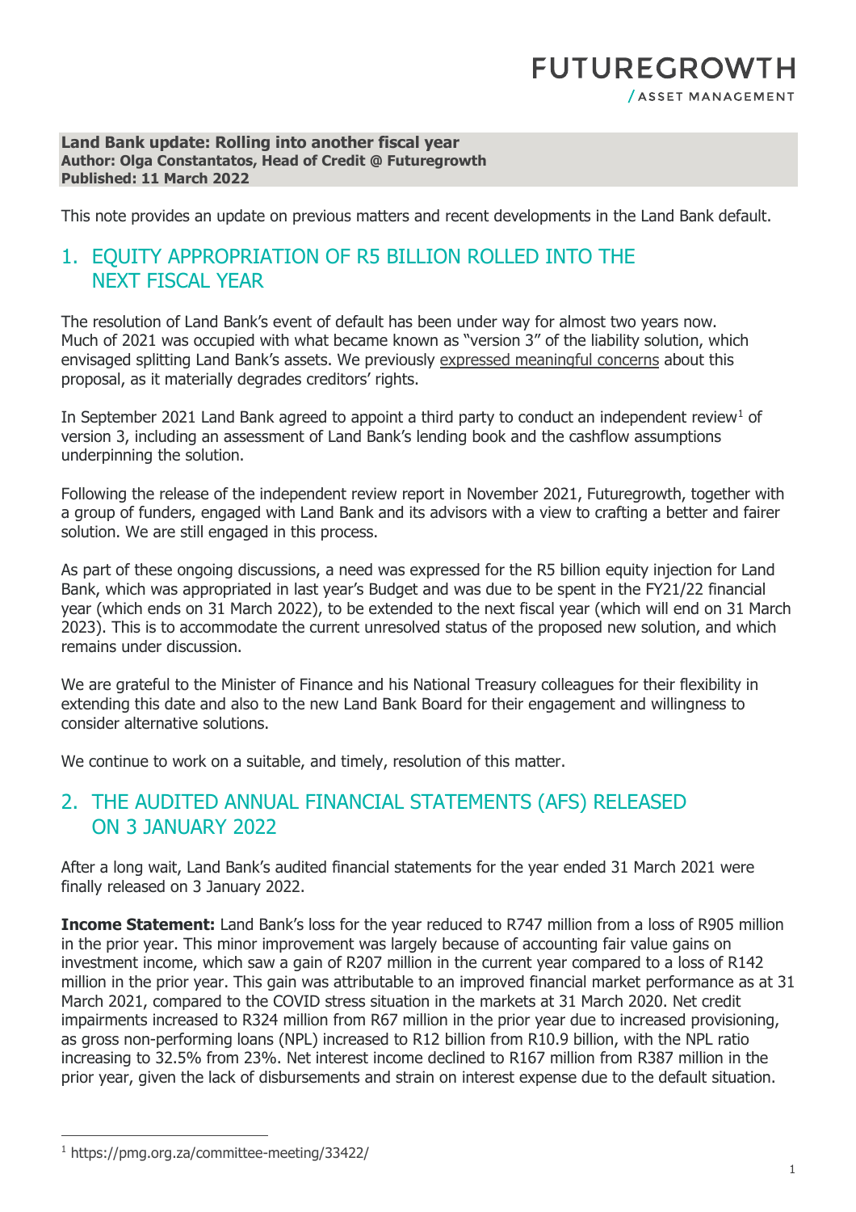FUTUREGROWTH / ASSET MANAGEMENT

**Land Bank update: Rolling into another fiscal year**
**Author: Olga Constantatos, Head of Credit @ Futuregrowth**
**Published: 11 March 2022**

This note provides an update on previous matters and recent developments in the Land Bank default.

## 1. EQUITY APPROPRIATION OF R5 BILLION ROLLED INTO THE NEXT FISCAL YEAR

The resolution of Land Bank's event of default has been under way for almost two years now. Much of 2021 was occupied with what became known as "version 3" of the liability solution, which envisaged splitting Land Bank's assets. We previously expressed meaningful concerns about this proposal, as it materially degrades creditors' rights.

In September 2021 Land Bank agreed to appoint a third party to conduct an independent review[1] of version 3, including an assessment of Land Bank's lending book and the cashflow assumptions underpinning the solution.

Following the release of the independent review report in November 2021, Futuregrowth, together with a group of funders, engaged with Land Bank and its advisors with a view to crafting a better and fairer solution. We are still engaged in this process.

As part of these ongoing discussions, a need was expressed for the R5 billion equity injection for Land Bank, which was appropriated in last year's Budget and was due to be spent in the FY21/22 financial year (which ends on 31 March 2022), to be extended to the next fiscal year (which will end on 31 March 2023). This is to accommodate the current unresolved status of the proposed new solution, and which remains under discussion.

We are grateful to the Minister of Finance and his National Treasury colleagues for their flexibility in extending this date and also to the new Land Bank Board for their engagement and willingness to consider alternative solutions.

We continue to work on a suitable, and timely, resolution of this matter.

## 2. THE AUDITED ANNUAL FINANCIAL STATEMENTS (AFS) RELEASED ON 3 JANUARY 2022

After a long wait, Land Bank's audited financial statements for the year ended 31 March 2021 were finally released on 3 January 2022.

**Income Statement:** Land Bank's loss for the year reduced to R747 million from a loss of R905 million in the prior year. This minor improvement was largely because of accounting fair value gains on investment income, which saw a gain of R207 million in the current year compared to a loss of R142 million in the prior year. This gain was attributable to an improved financial market performance as at 31 March 2021, compared to the COVID stress situation in the markets at 31 March 2020. Net credit impairments increased to R324 million from R67 million in the prior year due to increased provisioning, as gross non-performing loans (NPL) increased to R12 billion from R10.9 billion, with the NPL ratio increasing to 32.5% from 23%. Net interest income declined to R167 million from R387 million in the prior year, given the lack of disbursements and strain on interest expense due to the default situation.

[1] https://pmg.org.za/committee-meeting/33422/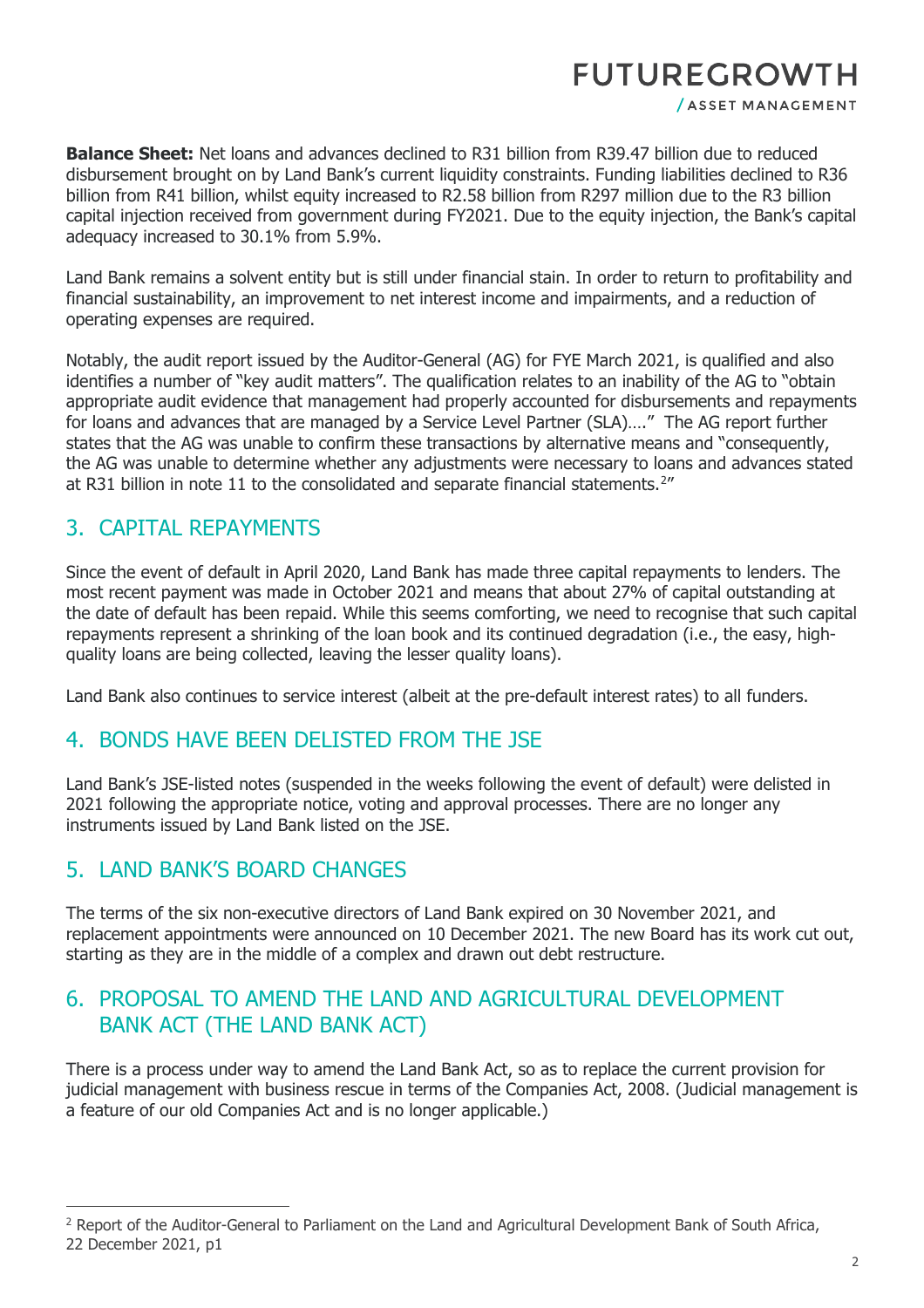**Balance Sheet:** Net loans and advances declined to R31 billion from R39.47 billion due to reduced disbursement brought on by Land Bank's current liquidity constraints. Funding liabilities declined to R36 billion from R41 billion, whilst equity increased to R2.58 billion from R297 million due to the R3 billion capital injection received from government during FY2021. Due to the equity injection, the Bank's capital adequacy increased to 30.1% from 5.9%.

Land Bank remains a solvent entity but is still under financial stain. In order to return to profitability and financial sustainability, an improvement to net interest income and impairments, and a reduction of operating expenses are required.

Notably, the audit report issued by the Auditor-General (AG) for FYE March 2021, is qualified and also identifies a number of "key audit matters". The qualification relates to an inability of the AG to "obtain appropriate audit evidence that management had properly accounted for disbursements and repayments for loans and advances that are managed by a Service Level Partner (SLA)…." The AG report further states that the AG was unable to confirm these transactions by alternative means and "consequently, the AG was unable to determine whether any adjustments were necessary to loans and advances stated at R31 billion in note 11 to the consolidated and separate financial statements.[2]"

## 3. CAPITAL REPAYMENTS

Since the event of default in April 2020, Land Bank has made three capital repayments to lenders. The most recent payment was made in October 2021 and means that about 27% of capital outstanding at the date of default has been repaid. While this seems comforting, we need to recognise that such capital repayments represent a shrinking of the loan book and its continued degradation (i.e., the easy, high-quality loans are being collected, leaving the lesser quality loans).

Land Bank also continues to service interest (albeit at the pre-default interest rates) to all funders.

## 4. BONDS HAVE BEEN DELISTED FROM THE JSE

Land Bank's JSE-listed notes (suspended in the weeks following the event of default) were delisted in 2021 following the appropriate notice, voting and approval processes. There are no longer any instruments issued by Land Bank listed on the JSE.

## 5. LAND BANK'S BOARD CHANGES

The terms of the six non-executive directors of Land Bank expired on 30 November 2021, and replacement appointments were announced on 10 December 2021. The new Board has its work cut out, starting as they are in the middle of a complex and drawn out debt restructure.

## 6. PROPOSAL TO AMEND THE LAND AND AGRICULTURAL DEVELOPMENT BANK ACT (THE LAND BANK ACT)

There is a process under way to amend the Land Bank Act, so as to replace the current provision for judicial management with business rescue in terms of the Companies Act, 2008. (Judicial management is a feature of our old Companies Act and is no longer applicable.)

---

[2] Report of the Auditor-General to Parliament on the Land and Agricultural Development Bank of South Africa, 22 December 2021, p1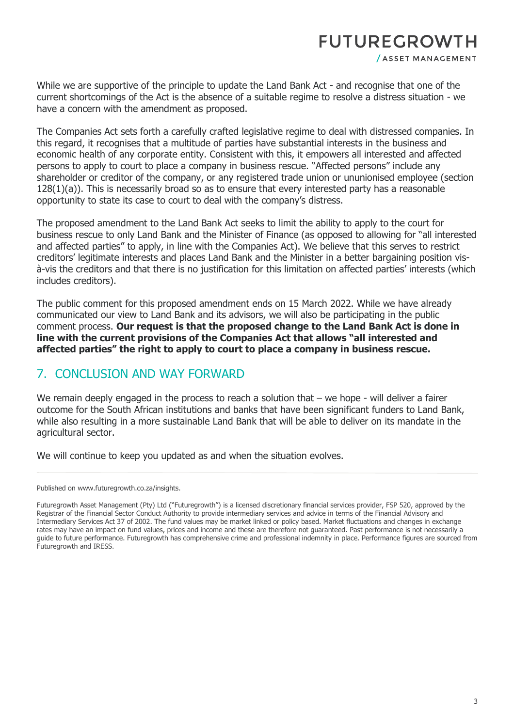While we are supportive of the principle to update the Land Bank Act - and recognise that one of the current shortcomings of the Act is the absence of a suitable regime to resolve a distress situation - we have a concern with the amendment as proposed.

The Companies Act sets forth a carefully crafted legislative regime to deal with distressed companies. In this regard, it recognises that a multitude of parties have substantial interests in the business and economic health of any corporate entity. Consistent with this, it empowers all interested and affected persons to apply to court to place a company in business rescue. "Affected persons" include any shareholder or creditor of the company, or any registered trade union or ununionised employee (section 128(1)(a)). This is necessarily broad so as to ensure that every interested party has a reasonable opportunity to state its case to court to deal with the company's distress.

The proposed amendment to the Land Bank Act seeks to limit the ability to apply to the court for business rescue to only Land Bank and the Minister of Finance (as opposed to allowing for "all interested and affected parties" to apply, in line with the Companies Act). We believe that this serves to restrict creditors' legitimate interests and places Land Bank and the Minister in a better bargaining position vis-à-vis the creditors and that there is no justification for this limitation on affected parties' interests (which includes creditors).

The public comment for this proposed amendment ends on 15 March 2022. While we have already communicated our view to Land Bank and its advisors, we will also be participating in the public comment process. **Our request is that the proposed change to the Land Bank Act is done in line with the current provisions of the Companies Act that allows "all interested and affected parties" the right to apply to court to place a company in business rescue.**

## 7. CONCLUSION AND WAY FORWARD

We remain deeply engaged in the process to reach a solution that – we hope - will deliver a fairer outcome for the South African institutions and banks that have been significant funders to Land Bank, while also resulting in a more sustainable Land Bank that will be able to deliver on its mandate in the agricultural sector.

We will continue to keep you updated as and when the situation evolves.

---

Published on www.futuregrowth.co.za/insights.

Futuregrowth Asset Management (Pty) Ltd ("Futuregrowth") is a licensed discretionary financial services provider, FSP 520, approved by the Registrar of the Financial Sector Conduct Authority to provide intermediary services and advice in terms of the Financial Advisory and Intermediary Services Act 37 of 2002. The fund values may be market linked or policy based. Market fluctuations and changes in exchange rates may have an impact on fund values, prices and income and these are therefore not guaranteed. Past performance is not necessarily a guide to future performance. Futuregrowth has comprehensive crime and professional indemnity in place. Performance figures are sourced from Futuregrowth and IRESS.